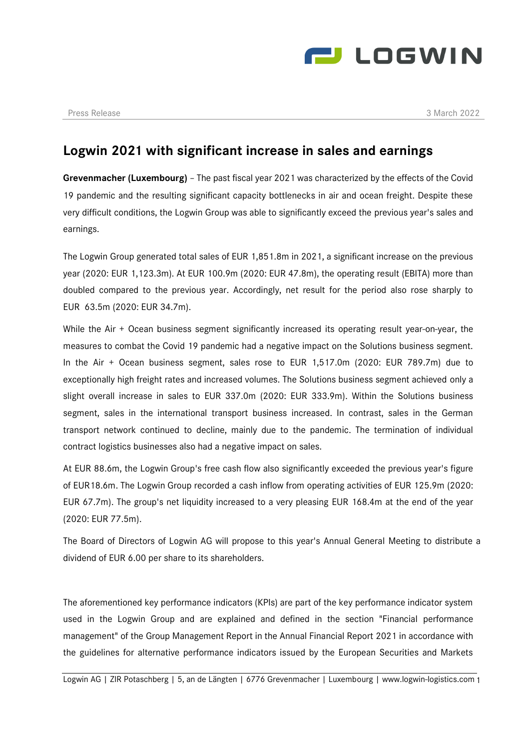Press Release

3 March 2022

# Logwin 2021 with significant increase in sales and earnings

**Grevenmacher (Luxembourg)** – The past fiscal year 2021 was characterized by the effects of the Covid 19 pandemic and the resulting significant capacity bottlenecks in air and ocean freight. Despite these very difficult conditions, the Logwin Group was able to significantly exceed the previous year's sales and earnings.

The Logwin Group generated total sales of EUR 1,851.8m in 2021, a significant increase on the previous year (2020: EUR 1,123.3m). At EUR 100.9m (2020: EUR 47.8m), the operating result (EBITA) more than doubled compared to the previous year. Accordingly, net result for the period also rose sharply to EUR 63.5m (2020: EUR 34.7m).

While the Air + Ocean business segment significantly increased its operating result year-on-year, the measures to combat the Covid 19 pandemic had a negative impact on the Solutions business segment. In the Air + Ocean business segment, sales rose to EUR 1,517.0m (2020: EUR 789.7m) due to exceptionally high freight rates and increased volumes. The Solutions business segment achieved only a slight overall increase in sales to EUR 337.0m (2020: EUR 333.9m). Within the Solutions business segment, sales in the international transport business increased. In contrast, sales in the German transport network continued to decline, mainly due to the pandemic. The termination of individual contract logistics businesses also had a negative impact on sales.

At EUR 88.6m, the Logwin Group's free cash flow also significantly exceeded the previous year's figure of EUR18.6m. The Logwin Group recorded a cash inflow from operating activities of EUR 125.9m (2020: EUR 67.7m). The group's net liquidity increased to a very pleasing EUR 168.4m at the end of the year (2020: EUR 77.5m).

The Board of Directors of Logwin AG will propose to this year's Annual General Meeting to distribute a dividend of EUR 6.00 per share to its shareholders.

The aforementioned key performance indicators (KPIs) are part of the key performance indicator system used in the Logwin Group and are explained and defined in the section "Financial performance management" of the Group Management Report in the Annual Financial Report 2021 in accordance with the guidelines for alternative performance indicators issued by the European Securities and Markets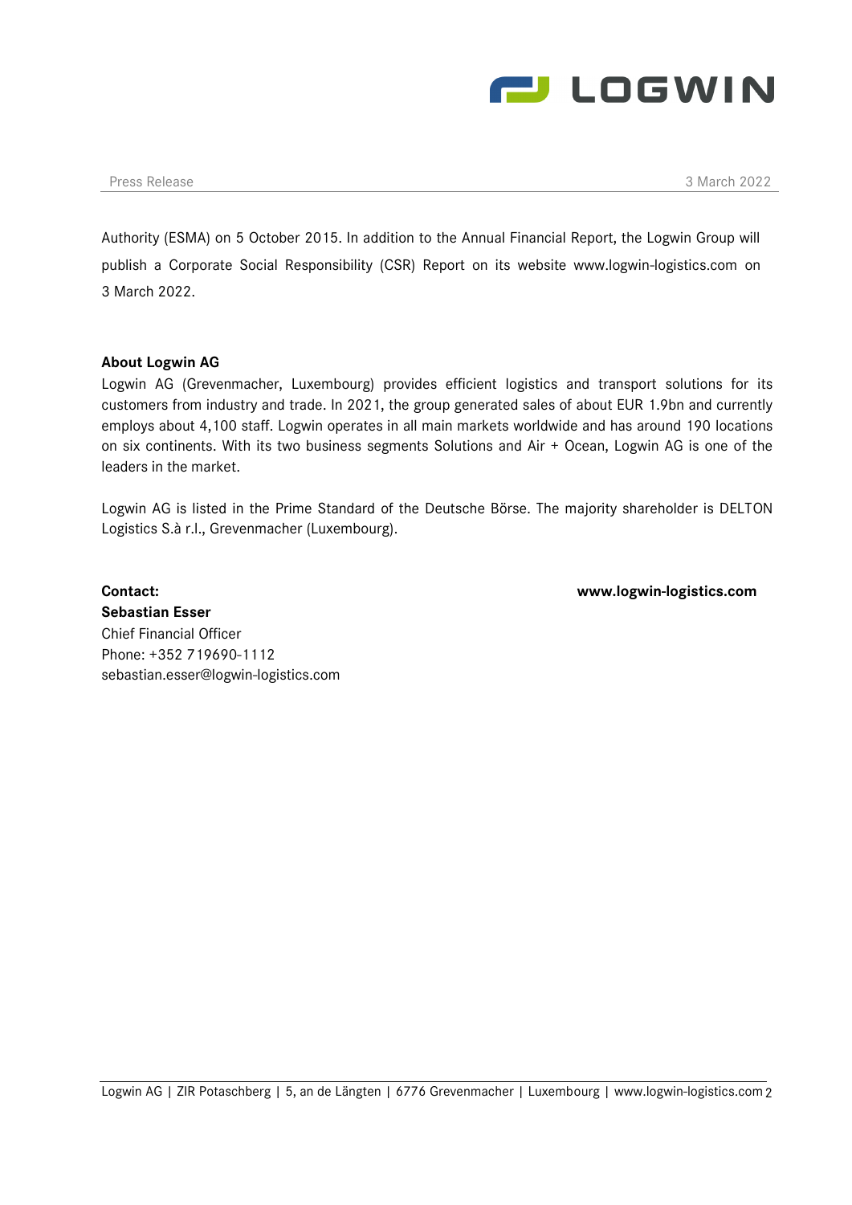Authority (ESMA) on 5 October 2015. In addition to the Annual Financial Report, the Logwin Group will publish a Corporate Social Responsibility (CSR) Report on its website www.logwin-logistics.com on 3 March 2022.

**About Logwin AG**

Logwin AG (Grevenmacher, Luxembourg) provides efficient logistics and transport solutions for its customers from industry and trade. In 2021, the group generated sales of about EUR 1.9bn and currently employs about 4,100 staff. Logwin operates in all main markets worldwide and has around 190 locations on six continents. With its two business segments Solutions and Air + Ocean, Logwin AG is one of the leaders in the market.

Logwin AG is listed in the Prime Standard of the Deutsche Börse. The majority shareholder is DELTON Logistics S.à r.l., Grevenmacher (Luxembourg).

**Contact:**
**Sebastian Esser**
Chief Financial Officer
Phone: +352 719690-1112
sebastian.esser@logwin-logistics.com

**www.logwin-logistics.com**